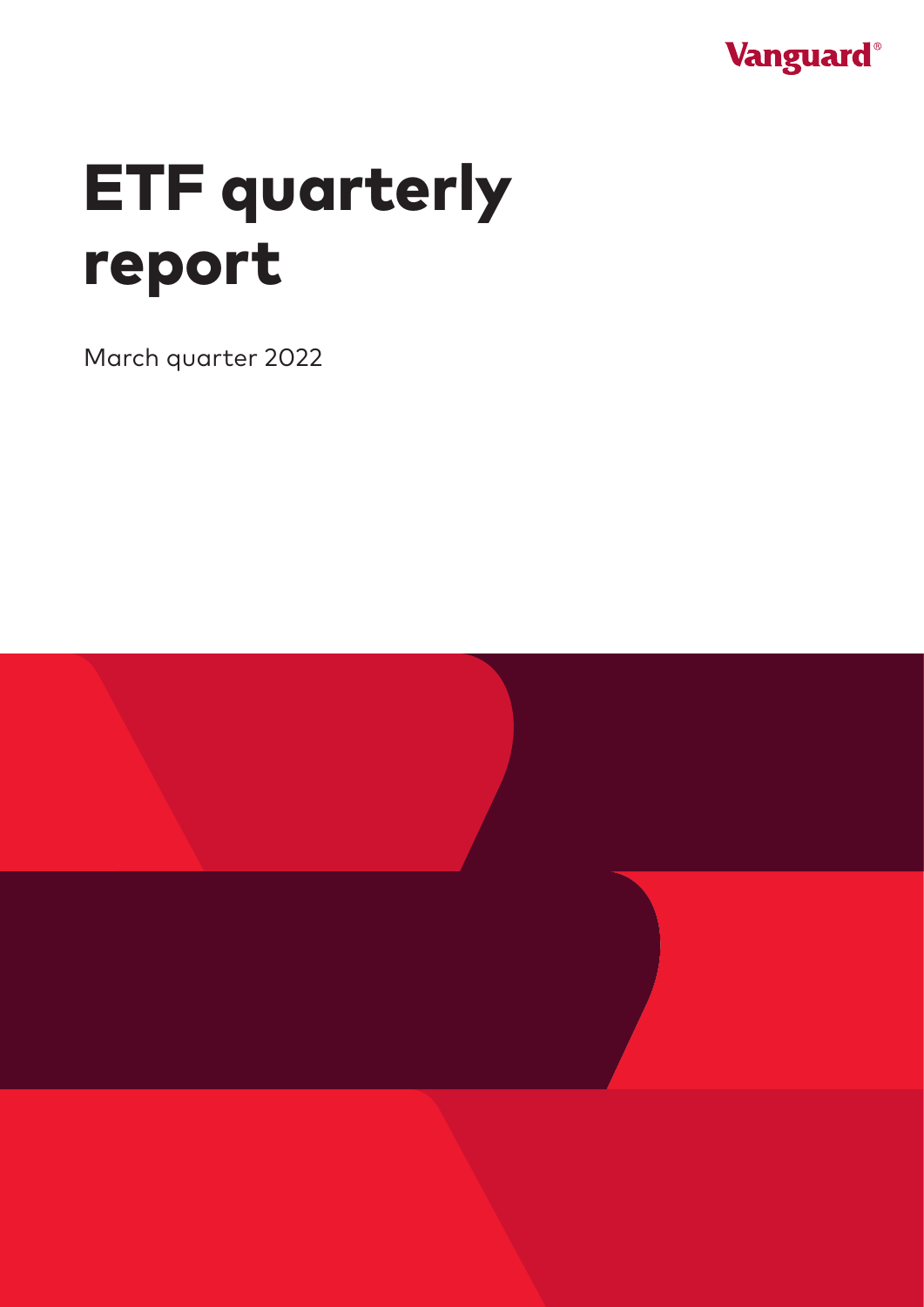Vanguard®

# ETF quarterly report

March quarter 2022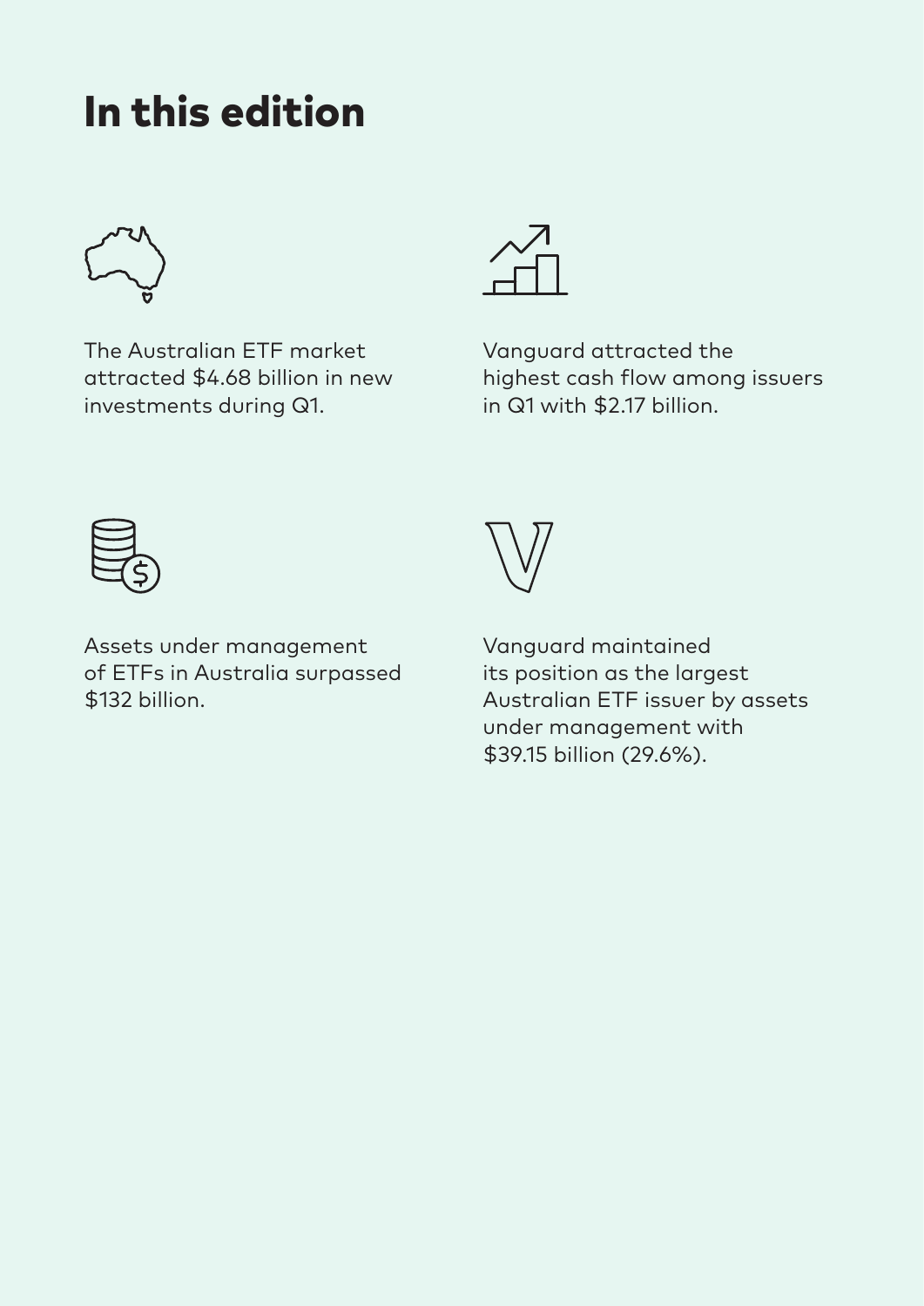# In this edition

The Australian ETF market attracted $4.68 billion in new investments during Q1.

Vanguard attracted the highest cash flow among issuers in Q1 with $2.17 billion.

Assets under management of ETFs in Australia surpassed $132 billion.

Vanguard maintained its position as the largest Australian ETF issuer by assets under management with $39.15 billion (29.6%).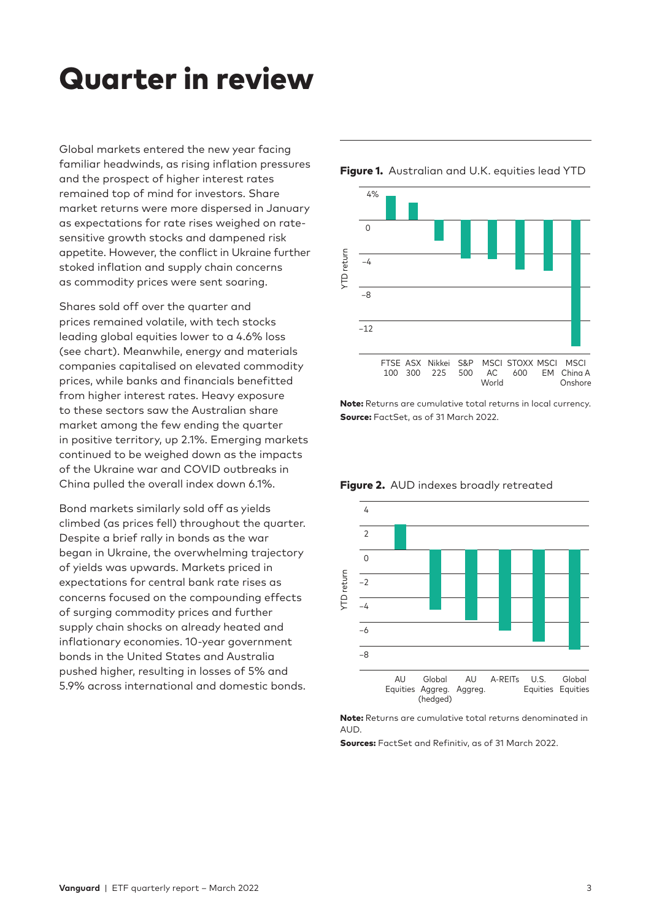# Quarter in review

Global markets entered the new year facing familiar headwinds, as rising inflation pressures and the prospect of higher interest rates remained top of mind for investors. Share market returns were more dispersed in January as expectations for rate rises weighed on rate-sensitive growth stocks and dampened risk appetite. However, the conflict in Ukraine further stoked inflation and supply chain concerns as commodity prices were sent soaring.

Shares sold off over the quarter and prices remained volatile, with tech stocks leading global equities lower to a 4.6% loss (see chart). Meanwhile, energy and materials companies capitalised on elevated commodity prices, while banks and financials benefitted from higher interest rates. Heavy exposure to these sectors saw the Australian share market among the few ending the quarter in positive territory, up 2.1%. Emerging markets continued to be weighed down as the impacts of the Ukraine war and COVID outbreaks in China pulled the overall index down 6.1%.

Bond markets similarly sold off as yields climbed (as prices fell) throughout the quarter. Despite a brief rally in bonds as the war began in Ukraine, the overwhelming trajectory of yields was upwards. Markets priced in expectations for central bank rate rises as concerns focused on the compounding effects of surging commodity prices and further supply chain shocks on already heated and inflationary economies. 10-year government bonds in the United States and Australia pushed higher, resulting in losses of 5% and 5.9% across international and domestic bonds.

**Figure 1.** Australian and U.K. equities lead YTD

**Note:** Returns are cumulative total returns in local currency.
**Source:** FactSet, as of 31 March 2022.

**Figure 2.** AUD indexes broadly retreated

**Note:** Returns are cumulative total returns denominated in AUD.
**Sources:** FactSet and Refinitiv, as of 31 March 2022.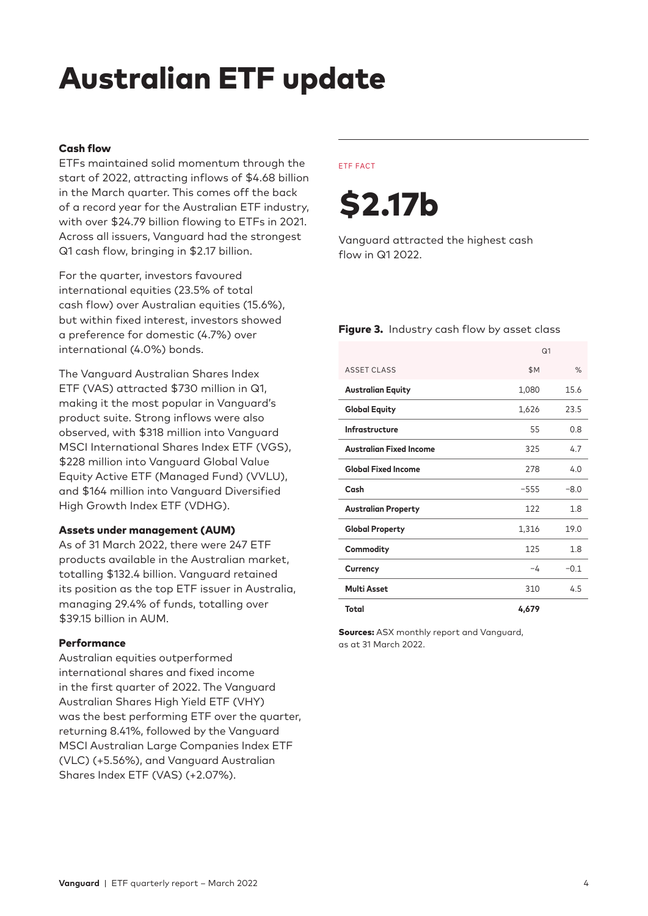# Australian ETF update

### Cash flow

ETFs maintained solid momentum through the start of 2022, attracting inflows of $4.68 billion in the March quarter. This comes off the back of a record year for the Australian ETF industry, with over $24.79 billion flowing to ETFs in 2021. Across all issuers, Vanguard had the strongest Q1 cash flow, bringing in $2.17 billion.

For the quarter, investors favoured international equities (23.5% of total cash flow) over Australian equities (15.6%), but within fixed interest, investors showed a preference for domestic (4.7%) over international (4.0%) bonds.

The Vanguard Australian Shares Index ETF (VAS) attracted $730 million in Q1, making it the most popular in Vanguard's product suite. Strong inflows were also observed, with $318 million into Vanguard MSCI International Shares Index ETF (VGS), $228 million into Vanguard Global Value Equity Active ETF (Managed Fund) (VVLU), and $164 million into Vanguard Diversified High Growth Index ETF (VDHG).

### Assets under management (AUM)

As of 31 March 2022, there were 247 ETF products available in the Australian market, totalling $132.4 billion. Vanguard retained its position as the top ETF issuer in Australia, managing 29.4% of funds, totalling over $39.15 billion in AUM.

### Performance

Australian equities outperformed international shares and fixed income in the first quarter of 2022. The Vanguard Australian Shares High Yield ETF (VHY) was the best performing ETF over the quarter, returning 8.41%, followed by the Vanguard MSCI Australian Large Companies Index ETF (VLC) (+5.56%), and Vanguard Australian Shares Index ETF (VAS) (+2.07%).

ETF FACT

# $2.17b

Vanguard attracted the highest cash flow in Q1 2022.

**Figure 3.** Industry cash flow by asset class

| | Q1 | |
|---|---|---|
| ASSET CLASS | $M | % |
| **Australian Equity** | 1,080 | 15.6 |
| **Global Equity** | 1,626 | 23.5 |
| **Infrastructure** | 55 | 0.8 |
| **Australian Fixed Income** | 325 | 4.7 |
| **Global Fixed Income** | 278 | 4.0 |
| **Cash** | −555 | −8.0 |
| **Australian Property** | 122 | 1.8 |
| **Global Property** | 1,316 | 19.0 |
| **Commodity** | 125 | 1.8 |
| **Currency** | −4 | −0.1 |
| **Multi Asset** | 310 | 4.5 |
| **Total** | **4,679** | |

**Sources:** ASX monthly report and Vanguard, as at 31 March 2022.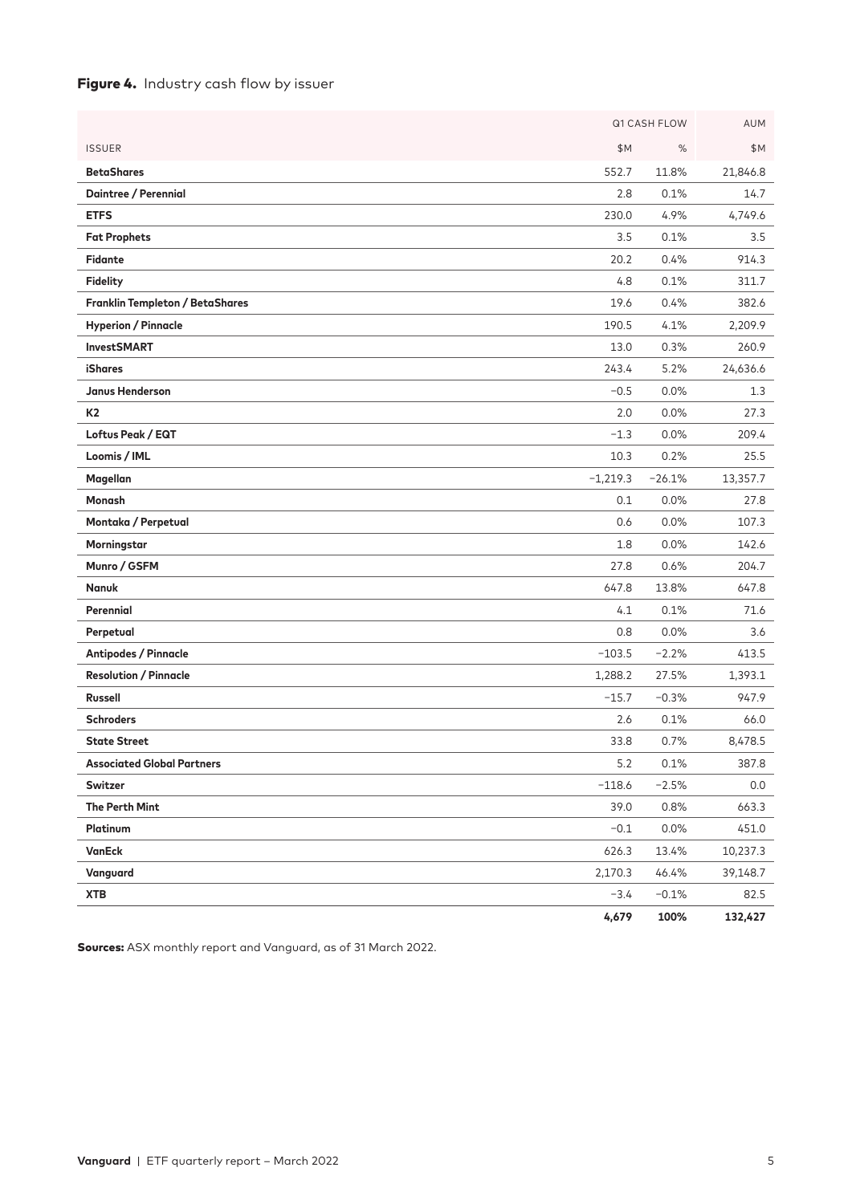**Figure 4.** Industry cash flow by issuer

| | Q1 CASH FLOW | | AUM |
|---|---|---|---|
| ISSUER | $M | % | $M |
| **BetaShares** | 552.7 | 11.8% | 21,846.8 |
| **Daintree / Perennial** | 2.8 | 0.1% | 14.7 |
| **ETFS** | 230.0 | 4.9% | 4,749.6 |
| **Fat Prophets** | 3.5 | 0.1% | 3.5 |
| **Fidante** | 20.2 | 0.4% | 914.3 |
| **Fidelity** | 4.8 | 0.1% | 311.7 |
| **Franklin Templeton / BetaShares** | 19.6 | 0.4% | 382.6 |
| **Hyperion / Pinnacle** | 190.5 | 4.1% | 2,209.9 |
| **InvestSMART** | 13.0 | 0.3% | 260.9 |
| **iShares** | 243.4 | 5.2% | 24,636.6 |
| **Janus Henderson** | −0.5 | 0.0% | 1.3 |
| **K2** | 2.0 | 0.0% | 27.3 |
| **Loftus Peak / EQT** | −1.3 | 0.0% | 209.4 |
| **Loomis / IML** | 10.3 | 0.2% | 25.5 |
| **Magellan** | −1,219.3 | −26.1% | 13,357.7 |
| **Monash** | 0.1 | 0.0% | 27.8 |
| **Montaka / Perpetual** | 0.6 | 0.0% | 107.3 |
| **Morningstar** | 1.8 | 0.0% | 142.6 |
| **Munro / GSFM** | 27.8 | 0.6% | 204.7 |
| **Nanuk** | 647.8 | 13.8% | 647.8 |
| **Perennial** | 4.1 | 0.1% | 71.6 |
| **Perpetual** | 0.8 | 0.0% | 3.6 |
| **Antipodes / Pinnacle** | −103.5 | −2.2% | 413.5 |
| **Resolution / Pinnacle** | 1,288.2 | 27.5% | 1,393.1 |
| **Russell** | −15.7 | −0.3% | 947.9 |
| **Schroders** | 2.6 | 0.1% | 66.0 |
| **State Street** | 33.8 | 0.7% | 8,478.5 |
| **Associated Global Partners** | 5.2 | 0.1% | 387.8 |
| **Switzer** | −118.6 | −2.5% | 0.0 |
| **The Perth Mint** | 39.0 | 0.8% | 663.3 |
| **Platinum** | −0.1 | 0.0% | 451.0 |
| **VanEck** | 626.3 | 13.4% | 10,237.3 |
| **Vanguard** | 2,170.3 | 46.4% | 39,148.7 |
| **XTB** | −3.4 | −0.1% | 82.5 |
| | **4,679** | **100%** | **132,427** |

**Sources:** ASX monthly report and Vanguard, as of 31 March 2022.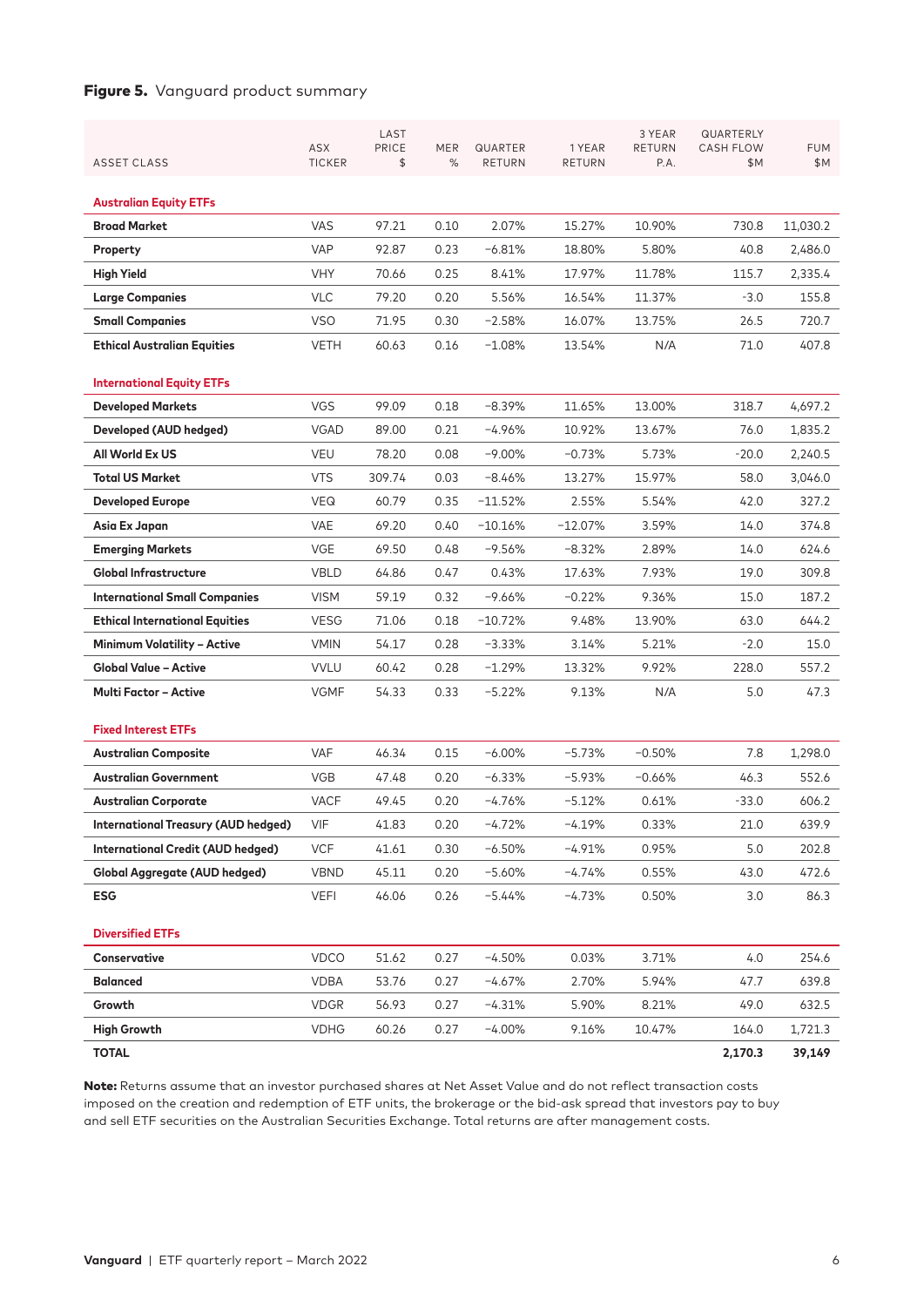**Figure 5.** Vanguard product summary

| ASSET CLASS | ASX TICKER | LAST PRICE $ | MER % | QUARTER RETURN | 1 YEAR RETURN | 3 YEAR RETURN P.A. | QUARTERLY CASH FLOW $M | FUM $M |
|---|---|---|---|---|---|---|---|---|
| **Australian Equity ETFs** | | | | | | | | |
| **Broad Market** | VAS | 97.21 | 0.10 | 2.07% | 15.27% | 10.90% | 730.8 | 11,030.2 |
| **Property** | VAP | 92.87 | 0.23 | −6.81% | 18.80% | 5.80% | 40.8 | 2,486.0 |
| **High Yield** | VHY | 70.66 | 0.25 | 8.41% | 17.97% | 11.78% | 115.7 | 2,335.4 |
| **Large Companies** | VLC | 79.20 | 0.20 | 5.56% | 16.54% | 11.37% | -3.0 | 155.8 |
| **Small Companies** | VSO | 71.95 | 0.30 | −2.58% | 16.07% | 13.75% | 26.5 | 720.7 |
| **Ethical Australian Equities** | VETH | 60.63 | 0.16 | −1.08% | 13.54% | N/A | 71.0 | 407.8 |
| **International Equity ETFs** | | | | | | | | |
| **Developed Markets** | VGS | 99.09 | 0.18 | −8.39% | 11.65% | 13.00% | 318.7 | 4,697.2 |
| **Developed (AUD hedged)** | VGAD | 89.00 | 0.21 | −4.96% | 10.92% | 13.67% | 76.0 | 1,835.2 |
| **All World Ex US** | VEU | 78.20 | 0.08 | −9.00% | −0.73% | 5.73% | -20.0 | 2,240.5 |
| **Total US Market** | VTS | 309.74 | 0.03 | −8.46% | 13.27% | 15.97% | 58.0 | 3,046.0 |
| **Developed Europe** | VEQ | 60.79 | 0.35 | −11.52% | 2.55% | 5.54% | 42.0 | 327.2 |
| **Asia Ex Japan** | VAE | 69.20 | 0.40 | −10.16% | −12.07% | 3.59% | 14.0 | 374.8 |
| **Emerging Markets** | VGE | 69.50 | 0.48 | −9.56% | −8.32% | 2.89% | 14.0 | 624.6 |
| **Global Infrastructure** | VBLD | 64.86 | 0.47 | 0.43% | 17.63% | 7.93% | 19.0 | 309.8 |
| **International Small Companies** | VISM | 59.19 | 0.32 | −9.66% | −0.22% | 9.36% | 15.0 | 187.2 |
| **Ethical International Equities** | VESG | 71.06 | 0.18 | −10.72% | 9.48% | 13.90% | 63.0 | 644.2 |
| **Minimum Volatility – Active** | VMIN | 54.17 | 0.28 | −3.33% | 3.14% | 5.21% | -2.0 | 15.0 |
| **Global Value – Active** | VVLU | 60.42 | 0.28 | −1.29% | 13.32% | 9.92% | 228.0 | 557.2 |
| **Multi Factor – Active** | VGMF | 54.33 | 0.33 | −5.22% | 9.13% | N/A | 5.0 | 47.3 |
| **Fixed Interest ETFs** | | | | | | | | |
| **Australian Composite** | VAF | 46.34 | 0.15 | −6.00% | −5.73% | −0.50% | 7.8 | 1,298.0 |
| **Australian Government** | VGB | 47.48 | 0.20 | −6.33% | −5.93% | −0.66% | 46.3 | 552.6 |
| **Australian Corporate** | VACF | 49.45 | 0.20 | −4.76% | −5.12% | 0.61% | -33.0 | 606.2 |
| **International Treasury (AUD hedged)** | VIF | 41.83 | 0.20 | −4.72% | −4.19% | 0.33% | 21.0 | 639.9 |
| **International Credit (AUD hedged)** | VCF | 41.61 | 0.30 | −6.50% | −4.91% | 0.95% | 5.0 | 202.8 |
| **Global Aggregate (AUD hedged)** | VBND | 45.11 | 0.20 | −5.60% | −4.74% | 0.55% | 43.0 | 472.6 |
| **ESG** | VEFI | 46.06 | 0.26 | −5.44% | −4.73% | 0.50% | 3.0 | 86.3 |
| **Diversified ETFs** | | | | | | | | |
| **Conservative** | VDCO | 51.62 | 0.27 | −4.50% | 0.03% | 3.71% | 4.0 | 254.6 |
| **Balanced** | VDBA | 53.76 | 0.27 | −4.67% | 2.70% | 5.94% | 47.7 | 639.8 |
| **Growth** | VDGR | 56.93 | 0.27 | −4.31% | 5.90% | 8.21% | 49.0 | 632.5 |
| **High Growth** | VDHG | 60.26 | 0.27 | −4.00% | 9.16% | 10.47% | 164.0 | 1,721.3 |
| **TOTAL** | | | | | | | **2,170.3** | **39,149** |

**Note:** Returns assume that an investor purchased shares at Net Asset Value and do not reflect transaction costs imposed on the creation and redemption of ETF units, the brokerage or the bid-ask spread that investors pay to buy and sell ETF securities on the Australian Securities Exchange. Total returns are after management costs.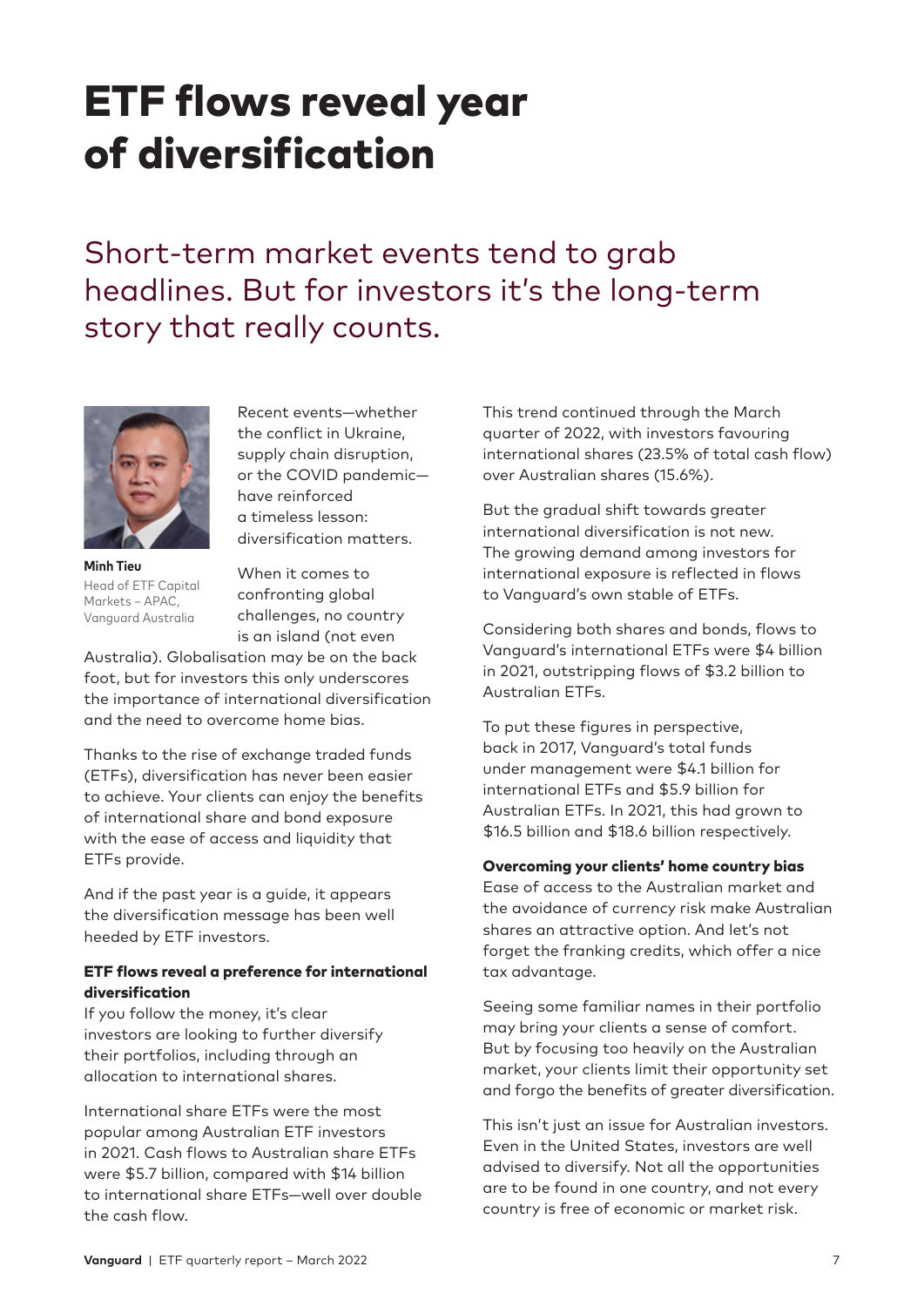# ETF flows reveal year of diversification

## Short-term market events tend to grab headlines. But for investors it's the long-term story that really counts.

**Minh Tieu**
Head of ETF Capital Markets – APAC, Vanguard Australia

Recent events—whether the conflict in Ukraine, supply chain disruption, or the COVID pandemic—have reinforced a timeless lesson: diversification matters.

When it comes to confronting global challenges, no country is an island (not even Australia). Globalisation may be on the back foot, but for investors this only underscores the importance of international diversification and the need to overcome home bias.

Thanks to the rise of exchange traded funds (ETFs), diversification has never been easier to achieve. Your clients can enjoy the benefits of international share and bond exposure with the ease of access and liquidity that ETFs provide.

And if the past year is a guide, it appears the diversification message has been well heeded by ETF investors.

### ETF flows reveal a preference for international diversification

If you follow the money, it's clear investors are looking to further diversify their portfolios, including through an allocation to international shares.

International share ETFs were the most popular among Australian ETF investors in 2021. Cash flows to Australian share ETFs were $5.7 billion, compared with $14 billion to international share ETFs—well over double the cash flow.

This trend continued through the March quarter of 2022, with investors favouring international shares (23.5% of total cash flow) over Australian shares (15.6%).

But the gradual shift towards greater international diversification is not new. The growing demand among investors for international exposure is reflected in flows to Vanguard's own stable of ETFs.

Considering both shares and bonds, flows to Vanguard's international ETFs were $4 billion in 2021, outstripping flows of $3.2 billion to Australian ETFs.

To put these figures in perspective, back in 2017, Vanguard's total funds under management were $4.1 billion for international ETFs and $5.9 billion for Australian ETFs. In 2021, this had grown to $16.5 billion and $18.6 billion respectively.

### Overcoming your clients' home country bias

Ease of access to the Australian market and the avoidance of currency risk make Australian shares an attractive option. And let's not forget the franking credits, which offer a nice tax advantage.

Seeing some familiar names in their portfolio may bring your clients a sense of comfort. But by focusing too heavily on the Australian market, your clients limit their opportunity set and forgo the benefits of greater diversification.

This isn't just an issue for Australian investors. Even in the United States, investors are well advised to diversify. Not all the opportunities are to be found in one country, and not every country is free of economic or market risk.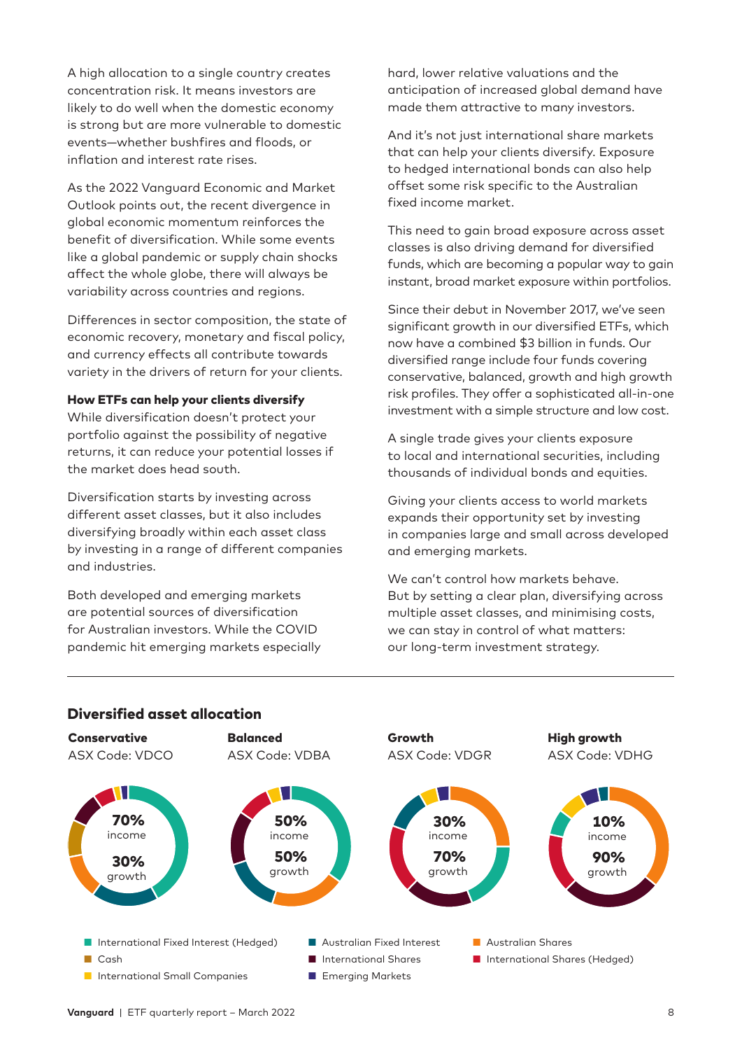A high allocation to a single country creates concentration risk. It means investors are likely to do well when the domestic economy is strong but are more vulnerable to domestic events—whether bushfires and floods, or inflation and interest rate rises.

As the 2022 Vanguard Economic and Market Outlook points out, the recent divergence in global economic momentum reinforces the benefit of diversification. While some events like a global pandemic or supply chain shocks affect the whole globe, there will always be variability across countries and regions.

Differences in sector composition, the state of economic recovery, monetary and fiscal policy, and currency effects all contribute towards variety in the drivers of return for your clients.

**How ETFs can help your clients diversify**

While diversification doesn't protect your portfolio against the possibility of negative returns, it can reduce your potential losses if the market does head south.

Diversification starts by investing across different asset classes, but it also includes diversifying broadly within each asset class by investing in a range of different companies and industries.

Both developed and emerging markets are potential sources of diversification for Australian investors. While the COVID pandemic hit emerging markets especially hard, lower relative valuations and the anticipation of increased global demand have made them attractive to many investors.

And it's not just international share markets that can help your clients diversify. Exposure to hedged international bonds can also help offset some risk specific to the Australian fixed income market.

This need to gain broad exposure across asset classes is also driving demand for diversified funds, which are becoming a popular way to gain instant, broad market exposure within portfolios.

Since their debut in November 2017, we've seen significant growth in our diversified ETFs, which now have a combined $3 billion in funds. Our diversified range include four funds covering conservative, balanced, growth and high growth risk profiles. They offer a sophisticated all-in-one investment with a simple structure and low cost.

A single trade gives your clients exposure to local and international securities, including thousands of individual bonds and equities.

Giving your clients access to world markets expands their opportunity set by investing in companies large and small across developed and emerging markets.

We can't control how markets behave. But by setting a clear plan, diversifying across multiple asset classes, and minimising costs, we can stay in control of what matters: our long-term investment strategy.

## Diversified asset allocation

| Conservative | Balanced | Growth | High growth |
|---|---|---|---|
| ASX Code: VDCO | ASX Code: VDBA | ASX Code: VDGR | ASX Code: VDHG |
| 70% income | 50% income | 30% income | 10% income |
| 30% growth | 50% growth | 70% growth | 90% growth |

- International Fixed Interest (Hedged)
- Cash
- International Small Companies
- Australian Fixed Interest
- International Shares
- Emerging Markets
- Australian Shares
- International Shares (Hedged)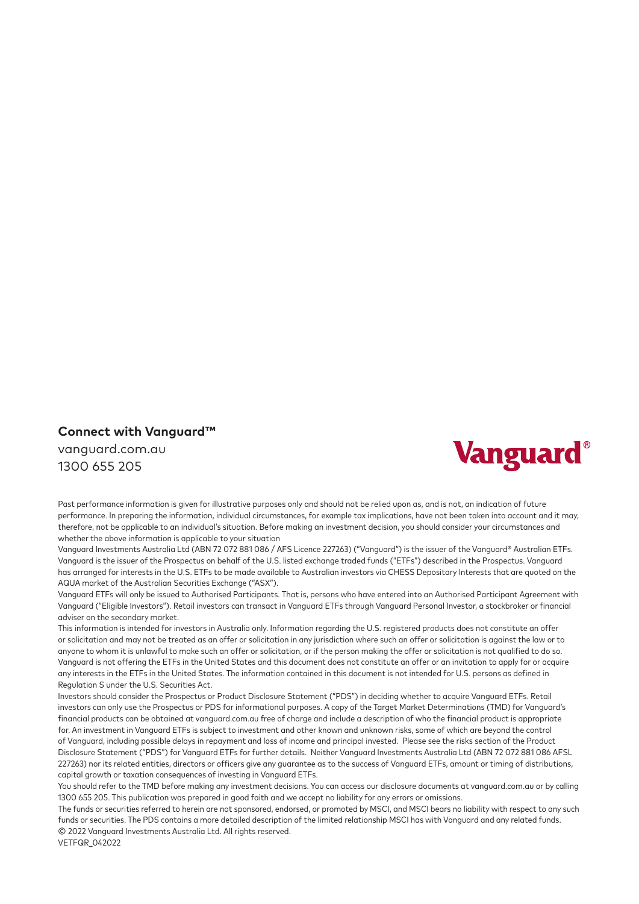**Connect with Vanguard™**

vanguard.com.au

1300 655 205

Vanguard®

Past performance information is given for illustrative purposes only and should not be relied upon as, and is not, an indication of future performance. In preparing the information, individual circumstances, for example tax implications, have not been taken into account and it may, therefore, not be applicable to an individual's situation. Before making an investment decision, you should consider your circumstances and whether the above information is applicable to your situation

Vanguard Investments Australia Ltd (ABN 72 072 881 086 / AFS Licence 227263) ("Vanguard") is the issuer of the Vanguard® Australian ETFs. Vanguard is the issuer of the Prospectus on behalf of the U.S. listed exchange traded funds ("ETFs") described in the Prospectus. Vanguard has arranged for interests in the U.S. ETFs to be made available to Australian investors via CHESS Depositary Interests that are quoted on the AQUA market of the Australian Securities Exchange ("ASX").

Vanguard ETFs will only be issued to Authorised Participants. That is, persons who have entered into an Authorised Participant Agreement with Vanguard ("Eligible Investors"). Retail investors can transact in Vanguard ETFs through Vanguard Personal Investor, a stockbroker or financial adviser on the secondary market.

This information is intended for investors in Australia only. Information regarding the U.S. registered products does not constitute an offer or solicitation and may not be treated as an offer or solicitation in any jurisdiction where such an offer or solicitation is against the law or to anyone to whom it is unlawful to make such an offer or solicitation, or if the person making the offer or solicitation is not qualified to do so. Vanguard is not offering the ETFs in the United States and this document does not constitute an offer or an invitation to apply for or acquire any interests in the ETFs in the United States. The information contained in this document is not intended for U.S. persons as defined in Regulation S under the U.S. Securities Act.

Investors should consider the Prospectus or Product Disclosure Statement ("PDS") in deciding whether to acquire Vanguard ETFs. Retail investors can only use the Prospectus or PDS for informational purposes. A copy of the Target Market Determinations (TMD) for Vanguard's financial products can be obtained at vanguard.com.au free of charge and include a description of who the financial product is appropriate for. An investment in Vanguard ETFs is subject to investment and other known and unknown risks, some of which are beyond the control of Vanguard, including possible delays in repayment and loss of income and principal invested. Please see the risks section of the Product Disclosure Statement ("PDS") for Vanguard ETFs for further details. Neither Vanguard Investments Australia Ltd (ABN 72 072 881 086 AFSL 227263) nor its related entities, directors or officers give any guarantee as to the success of Vanguard ETFs, amount or timing of distributions, capital growth or taxation consequences of investing in Vanguard ETFs.

You should refer to the TMD before making any investment decisions. You can access our disclosure documents at vanguard.com.au or by calling 1300 655 205. This publication was prepared in good faith and we accept no liability for any errors or omissions.

The funds or securities referred to herein are not sponsored, endorsed, or promoted by MSCI, and MSCI bears no liability with respect to any such funds or securities. The PDS contains a more detailed description of the limited relationship MSCI has with Vanguard and any related funds.

© 2022 Vanguard Investments Australia Ltd. All rights reserved.

VETFQR_042022